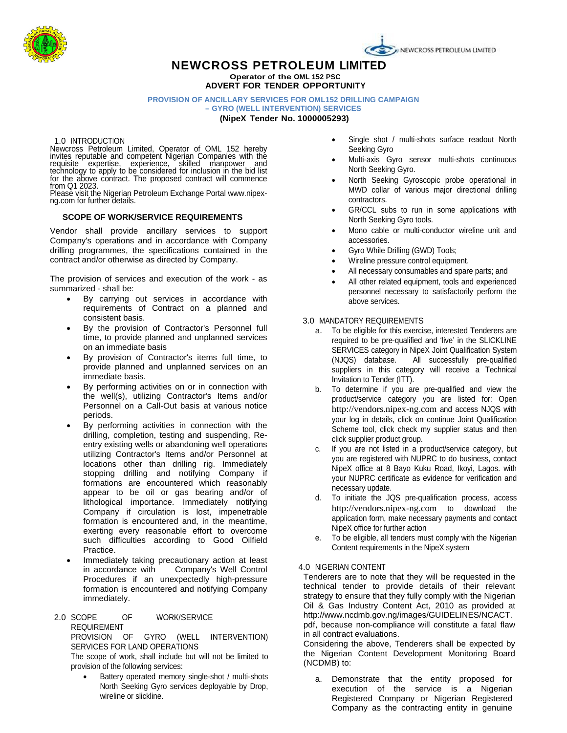NEWCROSS PETROLEUM LIMITED

# NEWCROSS PETROLEUM LIMITED

**Operator of the OML 152 PSC**

**ADVERT FOR TENDER OPPORTUNITY**

**PROVISION OF ANCILLARY SERVICES FOR OML152 DRILLING CAMPAIGN – GYRO (WELL INTERVENTION) SERVICES**

**(NipeX Tender No. 1000005293)**

## 1.0 INTRODUCTION

Newcross Petroleum Limited, Operator of OML 152 hereby invites reputable and competent Nigerian Companies with the requisite expertise, experience, skilled manpower and technology to apply to be considered for inclusion in the bid list for the above contract. The proposed contract will commence from Q1 2023.

Please visit the Nigerian Petroleum Exchange Portal www.nipex-ng.com for further details.

### SCOPE OF WORK/SERVICE REQUIREMENTS

Vendor shall provide ancillary services to support Company's operations and in accordance with Company drilling programmes, the specifications contained in the contract and/or otherwise as directed by Company.

The provision of services and execution of the work - as summarized - shall be:

- By carrying out services in accordance with requirements of Contract on a planned and consistent basis.
- By the provision of Contractor's Personnel full time, to provide planned and unplanned services on an immediate basis
- By provision of Contractor's items full time, to provide planned and unplanned services on an immediate basis.
- By performing activities on or in connection with the well(s), utilizing Contractor's Items and/or Personnel on a Call-Out basis at various notice periods.
- By performing activities in connection with the drilling, completion, testing and suspending, Re-entry existing wells or abandoning well operations utilizing Contractor's Items and/or Personnel at locations other than drilling rig. Immediately stopping drilling and notifying Company if formations are encountered which reasonably appear to be oil or gas bearing and/or of lithological importance. Immediately notifying Company if circulation is lost, impenetrable formation is encountered and, in the meantime, exerting every reasonable effort to overcome such difficulties according to Good Oilfield Practice.
- Immediately taking precautionary action at least in accordance with Company's Well Control Procedures if an unexpectedly high-pressure formation is encountered and notifying Company immediately.

## 2.0 SCOPE OF WORK/SERVICE REQUIREMENT

PROVISION OF GYRO (WELL INTERVENTION) SERVICES FOR LAND OPERATIONS

The scope of work, shall include but will not be limited to provision of the following services:

- Battery operated memory single-shot / multi-shots North Seeking Gyro services deployable by Drop, wireline or slickline.
- Single shot / multi-shots surface readout North Seeking Gyro
- Multi-axis Gyro sensor multi-shots continuous North Seeking Gyro.
- North Seeking Gyroscopic probe operational in MWD collar of various major directional drilling contractors.
- GR/CCL subs to run in some applications with North Seeking Gyro tools.
- Mono cable or multi-conductor wireline unit and accessories.
- Gyro While Drilling (GWD) Tools;
- Wireline pressure control equipment.
- All necessary consumables and spare parts; and
- All other related equipment, tools and experienced personnel necessary to satisfactorily perform the above services.

## 3.0 MANDATORY REQUIREMENTS

a. To be eligible for this exercise, interested Tenderers are required to be pre-qualified and 'live' in the SLICKLINE SERVICES category in NipeX Joint Qualification System (NJQS) database. All successfully pre-qualified suppliers in this category will receive a Technical Invitation to Tender (ITT).

b. To determine if you are pre-qualified and view the product/service category you are listed for: Open http://vendors.nipex-ng.com and access NJQS with your log in details, click on continue Joint Qualification Scheme tool, click check my supplier status and then click supplier product group.

c. If you are not listed in a product/service category, but you are registered with NUPRC to do business, contact NipeX office at 8 Bayo Kuku Road, Ikoyi, Lagos. with your NUPRC certificate as evidence for verification and necessary update.

d. To initiate the JQS pre-qualification process, access http://vendors.nipex-ng.com to download the application form, make necessary payments and contact NipeX office for further action

e. To be eligible, all tenders must comply with the Nigerian Content requirements in the NipeX system

## 4.0 NIGERIAN CONTENT

Tenderers are to note that they will be requested in the technical tender to provide details of their relevant strategy to ensure that they fully comply with the Nigerian Oil & Gas Industry Content Act, 2010 as provided at http://www.ncdmb.gov.ng/images/GUIDELINES/NCACT.pdf, because non-compliance will constitute a fatal flaw in all contract evaluations.

Considering the above, Tenderers shall be expected by the Nigerian Content Development Monitoring Board (NCDMB) to:

a. Demonstrate that the entity proposed for execution of the service is a Nigerian Registered Company or Nigerian Registered Company as the contracting entity in genuine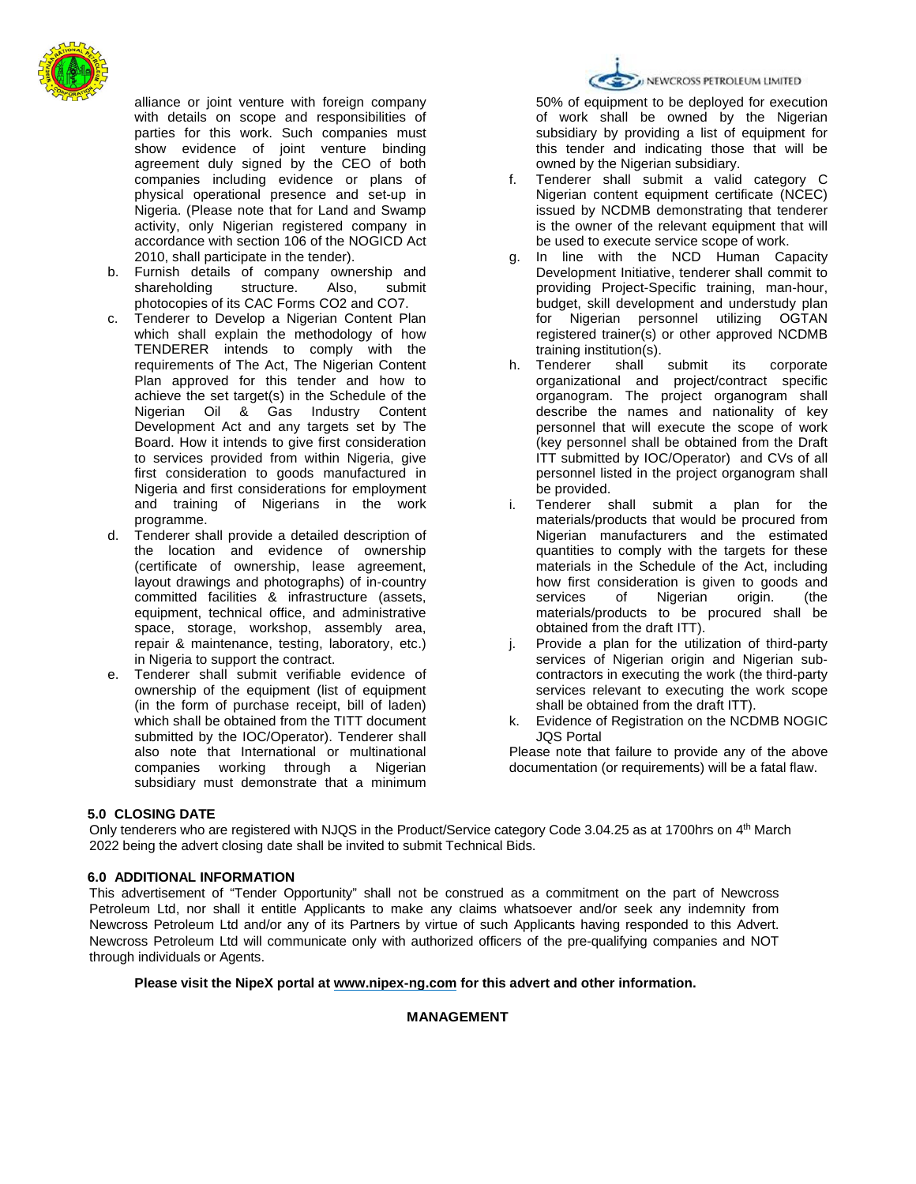alliance or joint venture with foreign company with details on scope and responsibilities of parties for this work. Such companies must show evidence of joint venture binding agreement duly signed by the CEO of both companies including evidence or plans of physical operational presence and set-up in Nigeria. (Please note that for Land and Swamp activity, only Nigerian registered company in accordance with section 106 of the NOGICD Act 2010, shall participate in the tender).

b. Furnish details of company ownership and shareholding structure. Also, submit photocopies of its CAC Forms CO2 and CO7.

c. Tenderer to Develop a Nigerian Content Plan which shall explain the methodology of how TENDERER intends to comply with the requirements of The Act, The Nigerian Content Plan approved for this tender and how to achieve the set target(s) in the Schedule of the Nigerian Oil & Gas Industry Content Development Act and any targets set by The Board. How it intends to give first consideration to services provided from within Nigeria, give first consideration to goods manufactured in Nigeria and first considerations for employment and training of Nigerians in the work programme.

d. Tenderer shall provide a detailed description of the location and evidence of ownership (certificate of ownership, lease agreement, layout drawings and photographs) of in-country committed facilities & infrastructure (assets, equipment, technical office, and administrative space, storage, workshop, assembly area, repair & maintenance, testing, laboratory, etc.) in Nigeria to support the contract.

e. Tenderer shall submit verifiable evidence of ownership of the equipment (list of equipment (in the form of purchase receipt, bill of laden) which shall be obtained from the TITT document submitted by the IOC/Operator). Tenderer shall also note that International or multinational companies working through a Nigerian subsidiary must demonstrate that a minimum 50% of equipment to be deployed for execution of work shall be owned by the Nigerian subsidiary by providing a list of equipment for this tender and indicating those that will be owned by the Nigerian subsidiary.

f. Tenderer shall submit a valid category C Nigerian content equipment certificate (NCEC) issued by NCDMB demonstrating that tenderer is the owner of the relevant equipment that will be used to execute service scope of work.

g. In line with the NCD Human Capacity Development Initiative, tenderer shall commit to providing Project-Specific training, man-hour, budget, skill development and understudy plan for Nigerian personnel utilizing OGTAN registered trainer(s) or other approved NCDMB training institution(s).

h. Tenderer shall submit its corporate organizational and project/contract specific organogram. The project organogram shall describe the names and nationality of key personnel that will execute the scope of work (key personnel shall be obtained from the Draft ITT submitted by IOC/Operator) and CVs of all personnel listed in the project organogram shall be provided.

i. Tenderer shall submit a plan for the materials/products that would be procured from Nigerian manufacturers and the estimated quantities to comply with the targets for these materials in the Schedule of the Act, including how first consideration is given to goods and services of Nigerian origin. (the materials/products to be procured shall be obtained from the draft ITT).

j. Provide a plan for the utilization of third-party services of Nigerian origin and Nigerian sub-contractors in executing the work (the third-party services relevant to executing the work scope shall be obtained from the draft ITT).

k. Evidence of Registration on the NCDMB NOGIC JQS Portal

Please note that failure to provide any of the above documentation (or requirements) will be a fatal flaw.

## 5.0 CLOSING DATE

Only tenderers who are registered with NJQS in the Product/Service category Code 3.04.25 as at 1700hrs on 4th March 2022 being the advert closing date shall be invited to submit Technical Bids.

## 6.0 ADDITIONAL INFORMATION

This advertisement of "Tender Opportunity" shall not be construed as a commitment on the part of Newcross Petroleum Ltd, nor shall it entitle Applicants to make any claims whatsoever and/or seek any indemnity from Newcross Petroleum Ltd and/or any of its Partners by virtue of such Applicants having responded to this Advert. Newcross Petroleum Ltd will communicate only with authorized officers of the pre-qualifying companies and NOT through individuals or Agents.

**Please visit the NipeX portal at www.nipex-ng.com for this advert and other information.**

**MANAGEMENT**